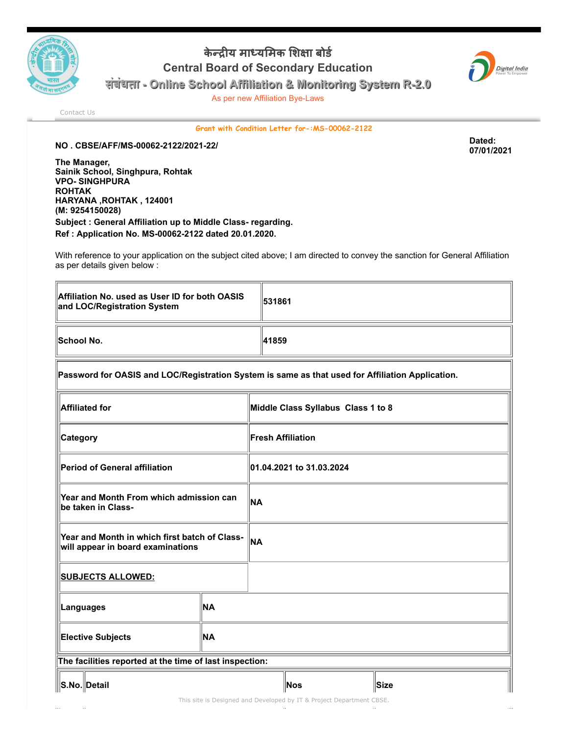# केन्द्रीय माध्यमिक शिक्षा बोर्ड

## Central Board of Secondary Education

### संबंधता - Online School Affiliation & Monitoring System R-2.0

As per new Affiliation Bye-Laws

Contact Us

**Grant with Condition Letter for-:MS-00062-2122**

**NO . CBSE/AFF/MS-00062-2122/2021-22/**

**Dated: 07/01/2021**

**The Manager,**
**Sainik School, Singhpura, Rohtak**
**VPO- SINGHPURA**
**ROHTAK**
**HARYANA ,ROHTAK , 124001**
**(M: 9254150028)**

**Subject : General Affiliation up to Middle Class- regarding.**

**Ref : Application No. MS-00062-2122 dated 20.01.2020.**

With reference to your application on the subject cited above; I am directed to convey the sanction for General Affiliation as per details given below :

| | |
|---|---|
| **Affiliation No. used as User ID for both OASIS and LOC/Registration System** | **531861** |
| **School No.** | **41859** |
| **Password for OASIS and LOC/Registration System is same as that used for Affiliation Application.** | |
| **Affiliated for** | **Middle Class Syllabus Class 1 to 8** |
| **Category** | **Fresh Affiliation** |
| **Period of General affiliation** | **01.04.2021 to 31.03.2024** |
| **Year and Month From which admission can be taken in Class-** | **NA** |
| **Year and Month in which first batch of Class- will appear in board examinations** | **NA** |
| **SUBJECTS ALLOWED:** | |
| **Languages** | **NA** |
| **Elective Subjects** | **NA** |

**The facilities reported at the time of last inspection:**

| S.No. | Detail | Nos | Size |
|---|---|---|---|

This site is Designed and Developed by IT & Project Department CBSE.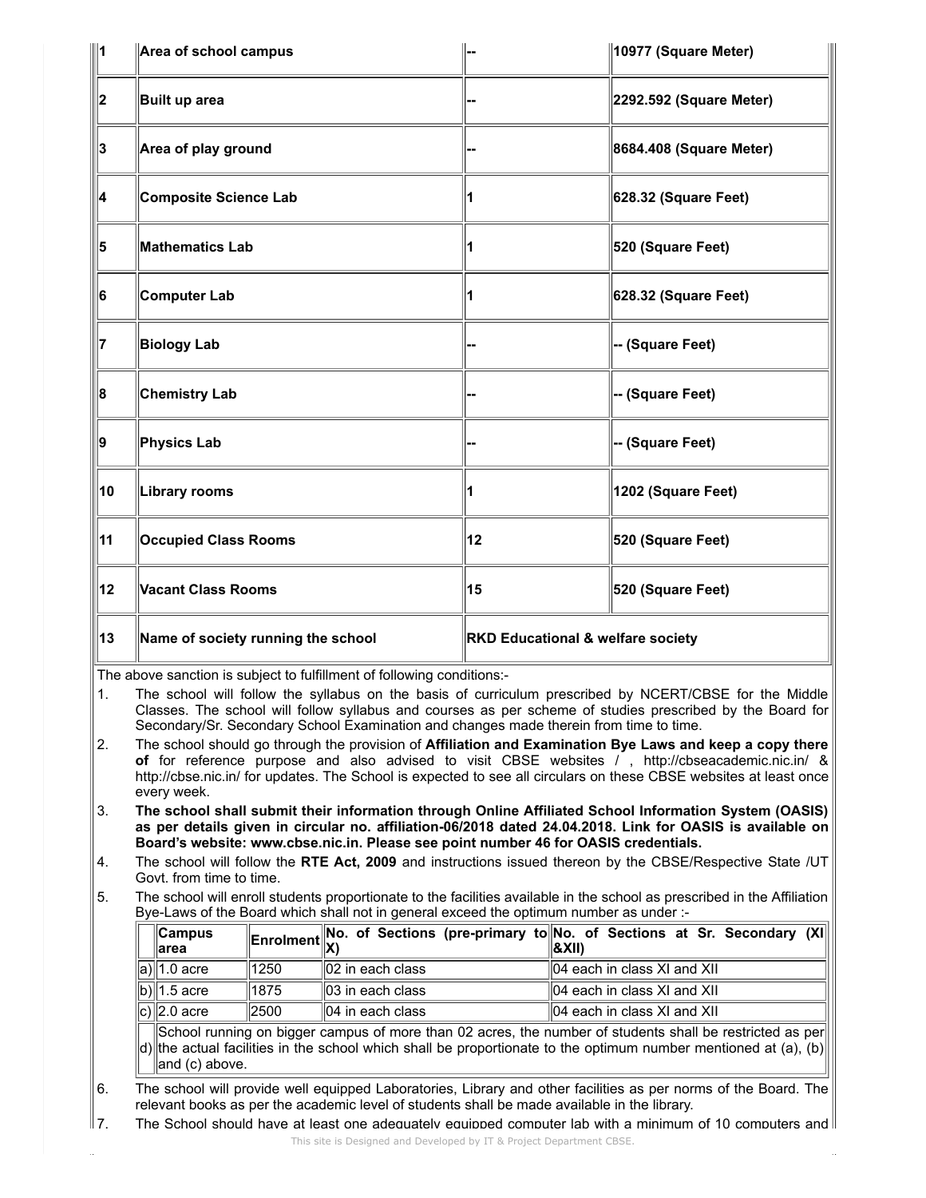| 1 | Area of school campus | -- | 10977 (Square Meter) |
|---|---|---|---|
| 2 | Built up area | -- | 2292.592 (Square Meter) |
| 3 | Area of play ground | -- | 8684.408 (Square Meter) |
| 4 | Composite Science Lab | 1 | 628.32 (Square Feet) |
| 5 | Mathematics Lab | 1 | 520 (Square Feet) |
| 6 | Computer Lab | 1 | 628.32 (Square Feet) |
| 7 | Biology Lab | -- | -- (Square Feet) |
| 8 | Chemistry Lab | -- | -- (Square Feet) |
| 9 | Physics Lab | -- | -- (Square Feet) |
| 10 | Library rooms | 1 | 1202 (Square Feet) |
| 11 | Occupied Class Rooms | 12 | 520 (Square Feet) |
| 12 | Vacant Class Rooms | 15 | 520 (Square Feet) |
| 13 | Name of society running the school | RKD Educational & welfare society | |

The above sanction is subject to fulfillment of following conditions:-

1. The school will follow the syllabus on the basis of curriculum prescribed by NCERT/CBSE for the Middle Classes. The school will follow syllabus and courses as per scheme of studies prescribed by the Board for Secondary/Sr. Secondary School Examination and changes made therein from time to time.
2. The school should go through the provision of **Affiliation and Examination Bye Laws and keep a copy there of** for reference purpose and also advised to visit CBSE websites / , http://cbseacademic.nic.in/ & http://cbse.nic.in/ for updates. The School is expected to see all circulars on these CBSE websites at least once every week.
3. **The school shall submit their information through Online Affiliated School Information System (OASIS) as per details given in circular no. affiliation-06/2018 dated 24.04.2018. Link for OASIS is available on Board's website: www.cbse.nic.in. Please see point number 46 for OASIS credentials.**
4. The school will follow the **RTE Act, 2009** and instructions issued thereon by the CBSE/Respective State /UT Govt. from time to time.
5. The school will enroll students proportionate to the facilities available in the school as prescribed in the Affiliation Bye-Laws of the Board which shall not in general exceed the optimum number as under :-

| | Campus area | Enrolment | No. of Sections (pre-primary to X) | No. of Sections at Sr. Secondary (XI &XII) |
|---|---|---|---|---|
| a) | 1.0 acre | 1250 | 02 in each class | 04 each in class XI and XII |
| b) | 1.5 acre | 1875 | 03 in each class | 04 each in class XI and XII |
| c) | 2.0 acre | 2500 | 04 in each class | 04 each in class XI and XII |
| d) | School running on bigger campus of more than 02 acres, the number of students shall be restricted as per the actual facilities in the school which shall be proportionate to the optimum number mentioned at (a), (b) and (c) above. | | | |

6. The school will provide well equipped Laboratories, Library and other facilities as per norms of the Board. The relevant books as per the academic level of students shall be made available in the library.
7. The School should have at least one adequately equipped computer lab with a minimum of 10 computers and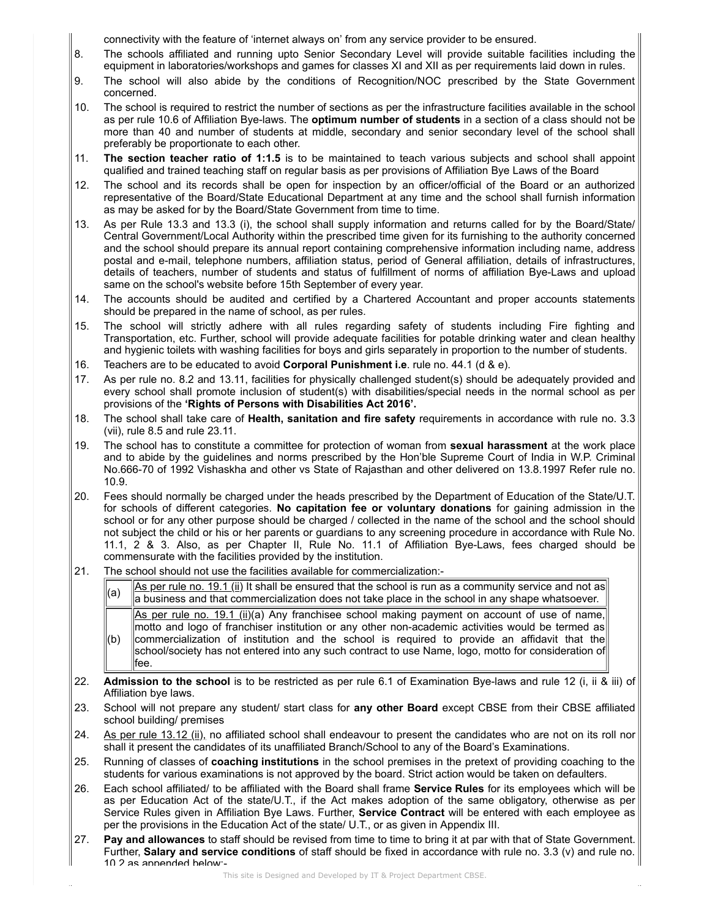connectivity with the feature of 'internet always on' from any service provider to be ensured.

8. The schools affiliated and running upto Senior Secondary Level will provide suitable facilities including the equipment in laboratories/workshops and games for classes XI and XII as per requirements laid down in rules.
9. The school will also abide by the conditions of Recognition/NOC prescribed by the State Government concerned.
10. The school is required to restrict the number of sections as per the infrastructure facilities available in the school as per rule 10.6 of Affiliation Bye-laws. The **optimum number of students** in a section of a class should not be more than 40 and number of students at middle, secondary and senior secondary level of the school shall preferably be proportionate to each other.
11. **The section teacher ratio of 1:1.5** is to be maintained to teach various subjects and school shall appoint qualified and trained teaching staff on regular basis as per provisions of Affiliation Bye Laws of the Board
12. The school and its records shall be open for inspection by an officer/official of the Board or an authorized representative of the Board/State Educational Department at any time and the school shall furnish information as may be asked for by the Board/State Government from time to time.
13. As per Rule 13.3 and 13.3 (i), the school shall supply information and returns called for by the Board/State/ Central Government/Local Authority within the prescribed time given for its furnishing to the authority concerned and the school should prepare its annual report containing comprehensive information including name, address postal and e-mail, telephone numbers, affiliation status, period of General affiliation, details of infrastructures, details of teachers, number of students and status of fulfillment of norms of affiliation Bye-Laws and upload same on the school's website before 15th September of every year.
14. The accounts should be audited and certified by a Chartered Accountant and proper accounts statements should be prepared in the name of school, as per rules.
15. The school will strictly adhere with all rules regarding safety of students including Fire fighting and Transportation, etc. Further, school will provide adequate facilities for potable drinking water and clean healthy and hygienic toilets with washing facilities for boys and girls separately in proportion to the number of students.
16. Teachers are to be educated to avoid **Corporal Punishment i.e**. rule no. 44.1 (d & e).
17. As per rule no. 8.2 and 13.11, facilities for physically challenged student(s) should be adequately provided and every school shall promote inclusion of student(s) with disabilities/special needs in the normal school as per provisions of the **'Rights of Persons with Disabilities Act 2016'.**
18. The school shall take care of **Health, sanitation and fire safety** requirements in accordance with rule no. 3.3 (vii), rule 8.5 and rule 23.11.
19. The school has to constitute a committee for protection of woman from **sexual harassment** at the work place and to abide by the guidelines and norms prescribed by the Hon'ble Supreme Court of India in W.P. Criminal No.666-70 of 1992 Vishaskha and other vs State of Rajasthan and other delivered on 13.8.1997 Refer rule no. 10.9.
20. Fees should normally be charged under the heads prescribed by the Department of Education of the State/U.T. for schools of different categories. **No capitation fee or voluntary donations** for gaining admission in the school or for any other purpose should be charged / collected in the name of the school and the school should not subject the child or his or her parents or guardians to any screening procedure in accordance with Rule No. 11.1, 2 & 3. Also, as per Chapter II, Rule No. 11.1 of Affiliation Bye-Laws, fees charged should be commensurate with the facilities provided by the institution.
21. The school should not use the facilities available for commercialization:-

| | |
|---|---|
| (a) | As per rule no. 19.1 (ii) It shall be ensured that the school is run as a community service and not as a business and that commercialization does not take place in the school in any shape whatsoever. |
| (b) | As per rule no. 19.1 (ii)(a) Any franchisee school making payment on account of use of name, motto and logo of franchiser institution or any other non-academic activities would be termed as commercialization of institution and the school is required to provide an affidavit that the school/society has not entered into any such contract to use Name, logo, motto for consideration of fee. |

22. **Admission to the school** is to be restricted as per rule 6.1 of Examination Bye-laws and rule 12 (i, ii & iii) of Affiliation bye laws.
23. School will not prepare any student/ start class for **any other Board** except CBSE from their CBSE affiliated school building/ premises
24. As per rule 13.12 (ii), no affiliated school shall endeavour to present the candidates who are not on its roll nor shall it present the candidates of its unaffiliated Branch/School to any of the Board's Examinations.
25. Running of classes of **coaching institutions** in the school premises in the pretext of providing coaching to the students for various examinations is not approved by the board. Strict action would be taken on defaulters.
26. Each school affiliated/ to be affiliated with the Board shall frame **Service Rules** for its employees which will be as per Education Act of the state/U.T., if the Act makes adoption of the same obligatory, otherwise as per Service Rules given in Affiliation Bye Laws. Further, **Service Contract** will be entered with each employee as per the provisions in the Education Act of the state/ U.T., or as given in Appendix III.
27. **Pay and allowances** to staff should be revised from time to time to bring it at par with that of State Government. Further, **Salary and service conditions** of staff should be fixed in accordance with rule no. 3.3 (v) and rule no. 10.2 as appended below:-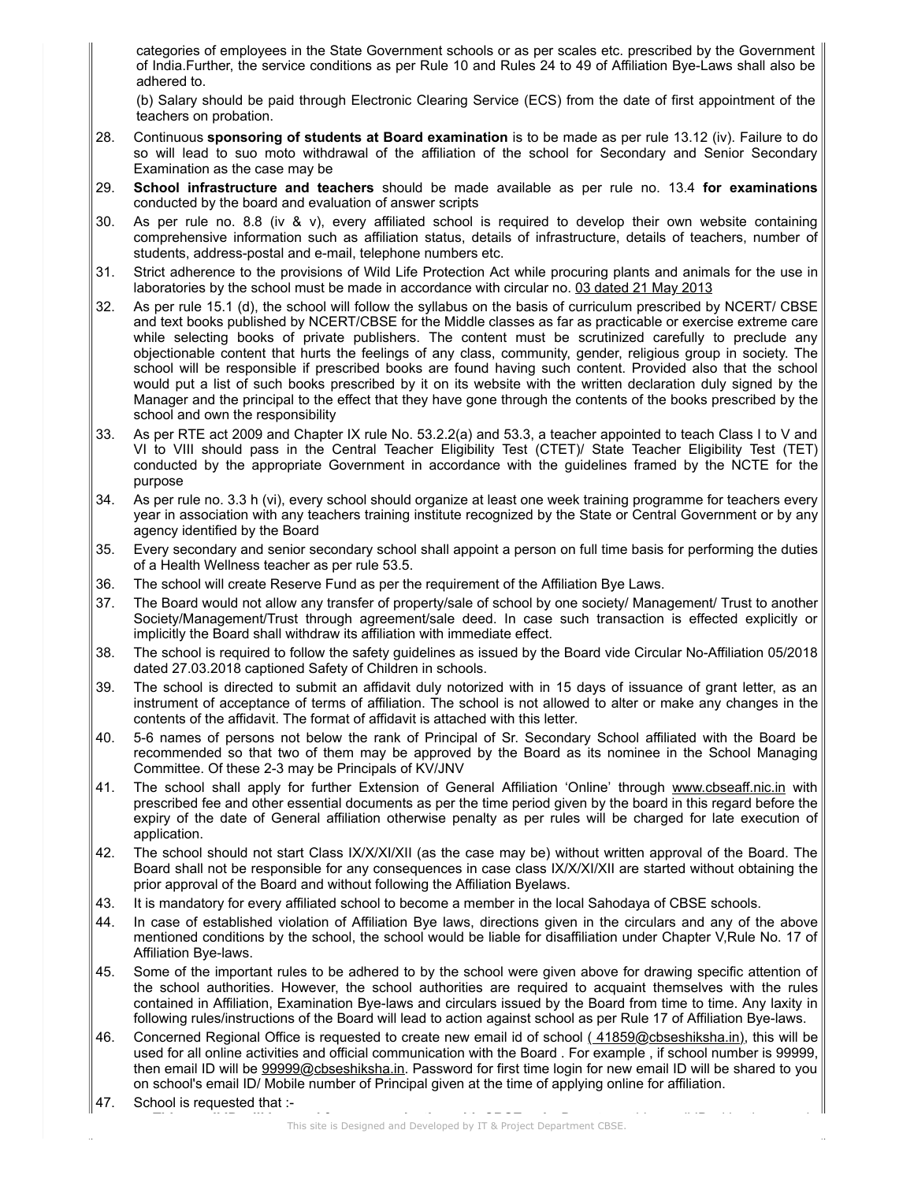categories of employees in the State Government schools or as per scales etc. prescribed by the Government of India.Further, the service conditions as per Rule 10 and Rules 24 to 49 of Affiliation Bye-Laws shall also be adhered to.

(b) Salary should be paid through Electronic Clearing Service (ECS) from the date of first appointment of the teachers on probation.

28. Continuous **sponsoring of students at Board examination** is to be made as per rule 13.12 (iv). Failure to do so will lead to suo moto withdrawal of the affiliation of the school for Secondary and Senior Secondary Examination as the case may be
29. **School infrastructure and teachers** should be made available as per rule no. 13.4 **for examinations** conducted by the board and evaluation of answer scripts
30. As per rule no. 8.8 (iv & v), every affiliated school is required to develop their own website containing comprehensive information such as affiliation status, details of infrastructure, details of teachers, number of students, address-postal and e-mail, telephone numbers etc.
31. Strict adherence to the provisions of Wild Life Protection Act while procuring plants and animals for the use in laboratories by the school must be made in accordance with circular no. 03 dated 21 May 2013
32. As per rule 15.1 (d), the school will follow the syllabus on the basis of curriculum prescribed by NCERT/ CBSE and text books published by NCERT/CBSE for the Middle classes as far as practicable or exercise extreme care while selecting books of private publishers. The content must be scrutinized carefully to preclude any objectionable content that hurts the feelings of any class, community, gender, religious group in society. The school will be responsible if prescribed books are found having such content. Provided also that the school would put a list of such books prescribed by it on its website with the written declaration duly signed by the Manager and the principal to the effect that they have gone through the contents of the books prescribed by the school and own the responsibility
33. As per RTE act 2009 and Chapter IX rule No. 53.2.2(a) and 53.3, a teacher appointed to teach Class I to V and VI to VIII should pass in the Central Teacher Eligibility Test (CTET)/ State Teacher Eligibility Test (TET) conducted by the appropriate Government in accordance with the guidelines framed by the NCTE for the purpose
34. As per rule no. 3.3 h (vi), every school should organize at least one week training programme for teachers every year in association with any teachers training institute recognized by the State or Central Government or by any agency identified by the Board
35. Every secondary and senior secondary school shall appoint a person on full time basis for performing the duties of a Health Wellness teacher as per rule 53.5.
36. The school will create Reserve Fund as per the requirement of the Affiliation Bye Laws.
37. The Board would not allow any transfer of property/sale of school by one society/ Management/ Trust to another Society/Management/Trust through agreement/sale deed. In case such transaction is effected explicitly or implicitly the Board shall withdraw its affiliation with immediate effect.
38. The school is required to follow the safety guidelines as issued by the Board vide Circular No-Affiliation 05/2018 dated 27.03.2018 captioned Safety of Children in schools.
39. The school is directed to submit an affidavit duly notorized with in 15 days of issuance of grant letter, as an instrument of acceptance of terms of affiliation. The school is not allowed to alter or make any changes in the contents of the affidavit. The format of affidavit is attached with this letter.
40. 5-6 names of persons not below the rank of Principal of Sr. Secondary School affiliated with the Board be recommended so that two of them may be approved by the Board as its nominee in the School Managing Committee. Of these 2-3 may be Principals of KV/JNV
41. The school shall apply for further Extension of General Affiliation 'Online' through www.cbseaff.nic.in with prescribed fee and other essential documents as per the time period given by the board in this regard before the expiry of the date of General affiliation otherwise penalty as per rules will be charged for late execution of application.
42. The school should not start Class IX/X/XI/XII (as the case may be) without written approval of the Board. The Board shall not be responsible for any consequences in case class IX/X/XI/XII are started without obtaining the prior approval of the Board and without following the Affiliation Byelaws.
43. It is mandatory for every affiliated school to become a member in the local Sahodaya of CBSE schools.
44. In case of established violation of Affiliation Bye laws, directions given in the circulars and any of the above mentioned conditions by the school, the school would be liable for disaffiliation under Chapter V,Rule No. 17 of Affiliation Bye-laws.
45. Some of the important rules to be adhered to by the school were given above for drawing specific attention of the school authorities. However, the school authorities are required to acquaint themselves with the rules contained in Affiliation, Examination Bye-laws and circulars issued by the Board from time to time. Any laxity in following rules/instructions of the Board will lead to action against school as per Rule 17 of Affiliation Bye-laws.
46. Concerned Regional Office is requested to create new email id of school ( 41859@cbseshiksha.in), this will be used for all online activities and official communication with the Board . For example , if school number is 99999, then email ID will be 99999@cbseshiksha.in. Password for first time login for new email ID will be shared to you on school's email ID/ Mobile number of Principal given at the time of applying online for affiliation.
47. School is requested that :-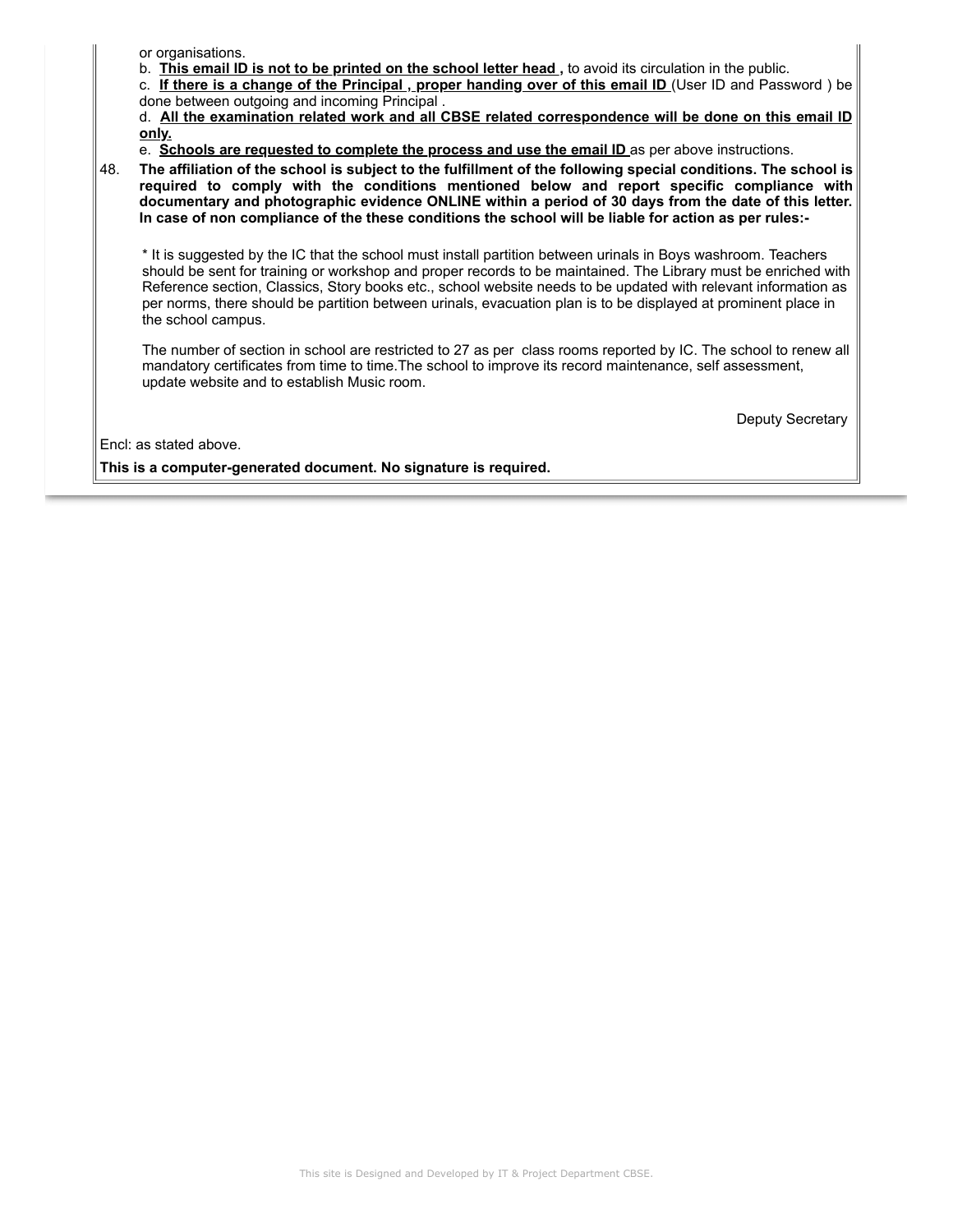or organisations.

b. **This email ID is not to be printed on the school letter head ,** to avoid its circulation in the public.

c. **If there is a change of the Principal , proper handing over of this email ID** (User ID and Password ) be done between outgoing and incoming Principal .

d. **All the examination related work and all CBSE related correspondence will be done on this email ID only.**

e. **Schools are requested to complete the process and use the email ID** as per above instructions.

48. **The affiliation of the school is subject to the fulfillment of the following special conditions. The school is required to comply with the conditions mentioned below and report specific compliance with documentary and photographic evidence ONLINE within a period of 30 days from the date of this letter. In case of non compliance of the these conditions the school will be liable for action as per rules:-**

* It is suggested by the IC that the school must install partition between urinals in Boys washroom. Teachers should be sent for training or workshop and proper records to be maintained. The Library must be enriched with Reference section, Classics, Story books etc., school website needs to be updated with relevant information as per norms, there should be partition between urinals, evacuation plan is to be displayed at prominent place in the school campus.

The number of section in school are restricted to 27 as per class rooms reported by IC. The school to renew all mandatory certificates from time to time.The school to improve its record maintenance, self assessment, update website and to establish Music room.

Deputy Secretary

Encl: as stated above.

**This is a computer-generated document. No signature is required.**

This site is Designed and Developed by IT & Project Department CBSE.